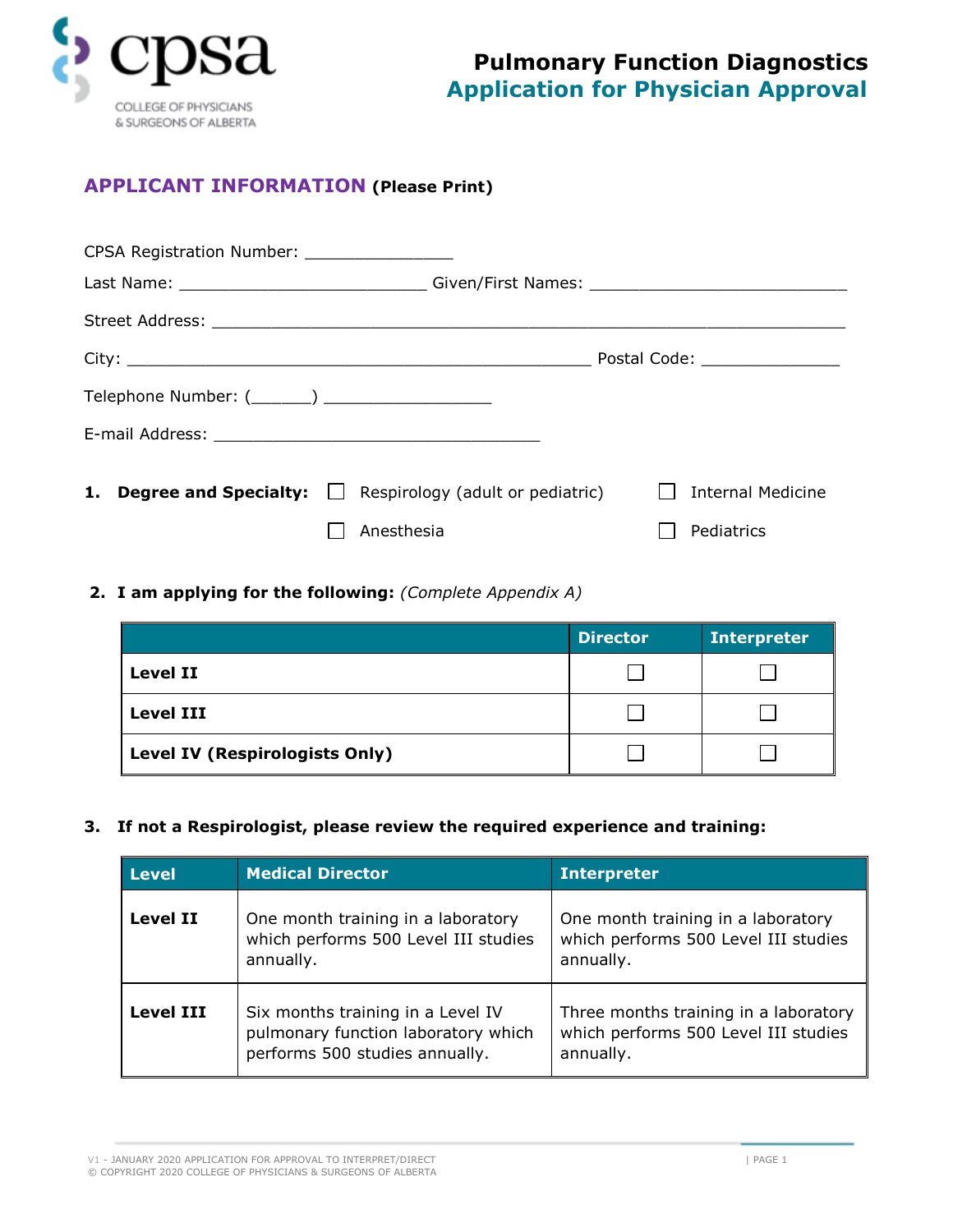# Pulmonary Function Diagnostics
## Application for Physician Approval

### APPLICANT INFORMATION (Please Print)

CPSA Registration Number: _______________

Last Name: _________________________ Given/First Names: __________________________

Street Address: ________________________________________________________________

City: ______________________________________________ Postal Code: ______________

Telephone Number: (______) _________________

E-mail Address: _________________________________

**1. Degree and Specialty:** ☐ Respirology (adult or pediatric) ☐ Internal Medicine ☐ Anesthesia ☐ Pediatrics

**2. I am applying for the following:** *(Complete Appendix A)*

| | Director | Interpreter |
|---|---|---|
| **Level II** | ☐ | ☐ |
| **Level III** | ☐ | ☐ |
| **Level IV (Respirologists Only)** | ☐ | ☐ |

**3. If not a Respirologist, please review the required experience and training:**

| Level | Medical Director | Interpreter |
|---|---|---|
| **Level II** | One month training in a laboratory which performs 500 Level III studies annually. | One month training in a laboratory which performs 500 Level III studies annually. |
| **Level III** | Six months training in a Level IV pulmonary function laboratory which performs 500 studies annually. | Three months training in a laboratory which performs 500 Level III studies annually. |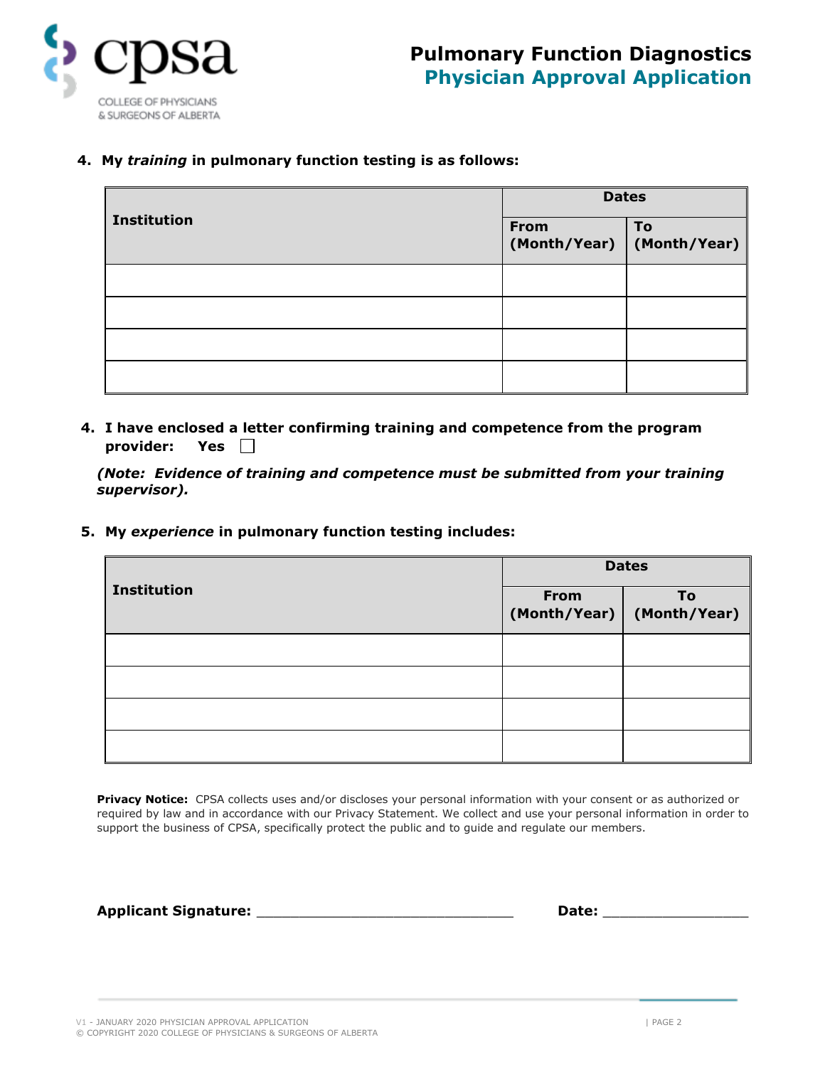4. **My *training* in pulmonary function testing is as follows:**

| Institution | Dates | |
|---|---|---|
| | **From (Month/Year)** | **To (Month/Year)** |
| | | |
| | | |
| | | |
| | | |

4. **I have enclosed a letter confirming training and competence from the program provider: Yes ☐**

***(Note: Evidence of training and competence must be submitted from your training supervisor).***

5. **My *experience* in pulmonary function testing includes:**

| Institution | Dates | |
|---|---|---|
| | **From (Month/Year)** | **To (Month/Year)** |
| | | |
| | | |
| | | |
| | | |

**Privacy Notice:** CPSA collects uses and/or discloses your personal information with your consent or as authorized or required by law and in accordance with our Privacy Statement. We collect and use your personal information in order to support the business of CPSA, specifically protect the public and to guide and regulate our members.

**Applicant Signature:** ______________________________ **Date:** _________________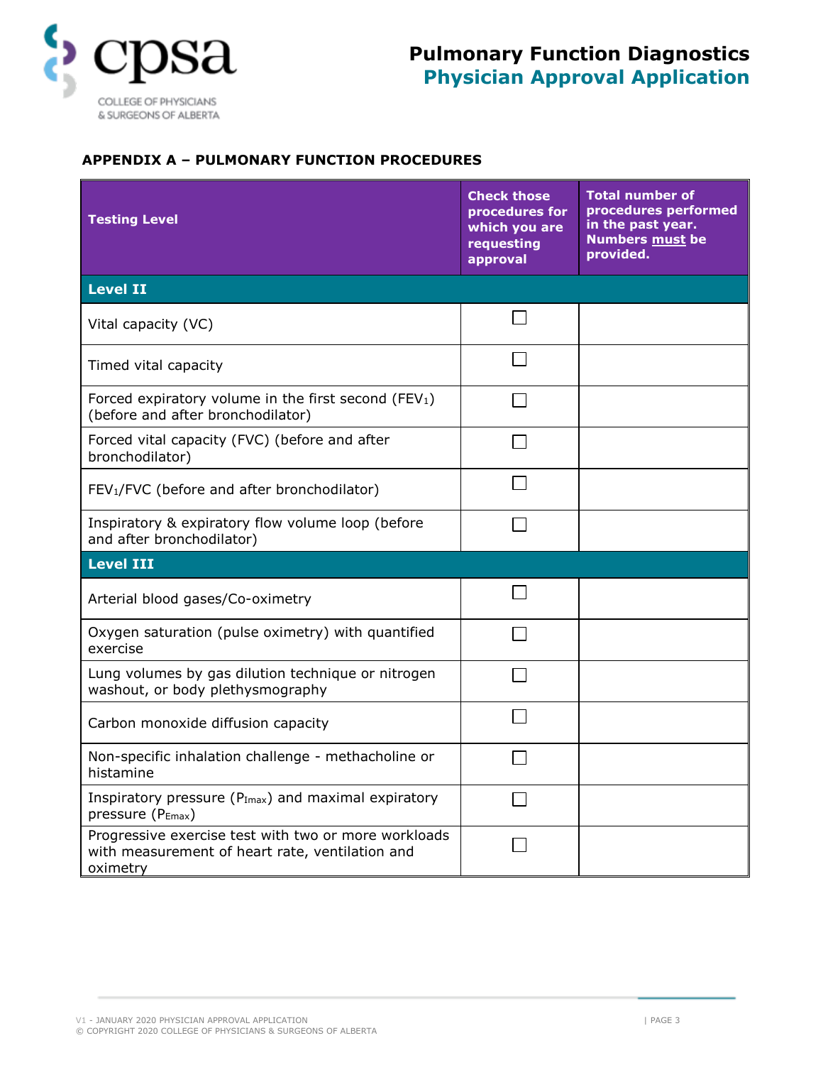## APPENDIX A – PULMONARY FUNCTION PROCEDURES

| Testing Level | Check those procedures for which you are requesting approval | Total number of procedures performed in the past year. Numbers **must** be provided. |
|---|---|---|
| **Level II** | | |
| Vital capacity (VC) | ☐ | |
| Timed vital capacity | ☐ | |
| Forced expiratory volume in the first second ($FEV_1$) (before and after bronchodilator) | ☐ | |
| Forced vital capacity (FVC) (before and after bronchodilator) | ☐ | |
| $FEV_1$/FVC (before and after bronchodilator) | ☐ | |
| Inspiratory & expiratory flow volume loop (before and after bronchodilator) | ☐ | |
| **Level III** | | |
| Arterial blood gases/Co-oximetry | ☐ | |
| Oxygen saturation (pulse oximetry) with quantified exercise | ☐ | |
| Lung volumes by gas dilution technique or nitrogen washout, or body plethysmography | ☐ | |
| Carbon monoxide diffusion capacity | ☐ | |
| Non-specific inhalation challenge - methacholine or histamine | ☐ | |
| Inspiratory pressure ($P_{Imax}$) and maximal expiratory pressure ($P_{Emax}$) | ☐ | |
| Progressive exercise test with two or more workloads with measurement of heart rate, ventilation and oximetry | ☐ | |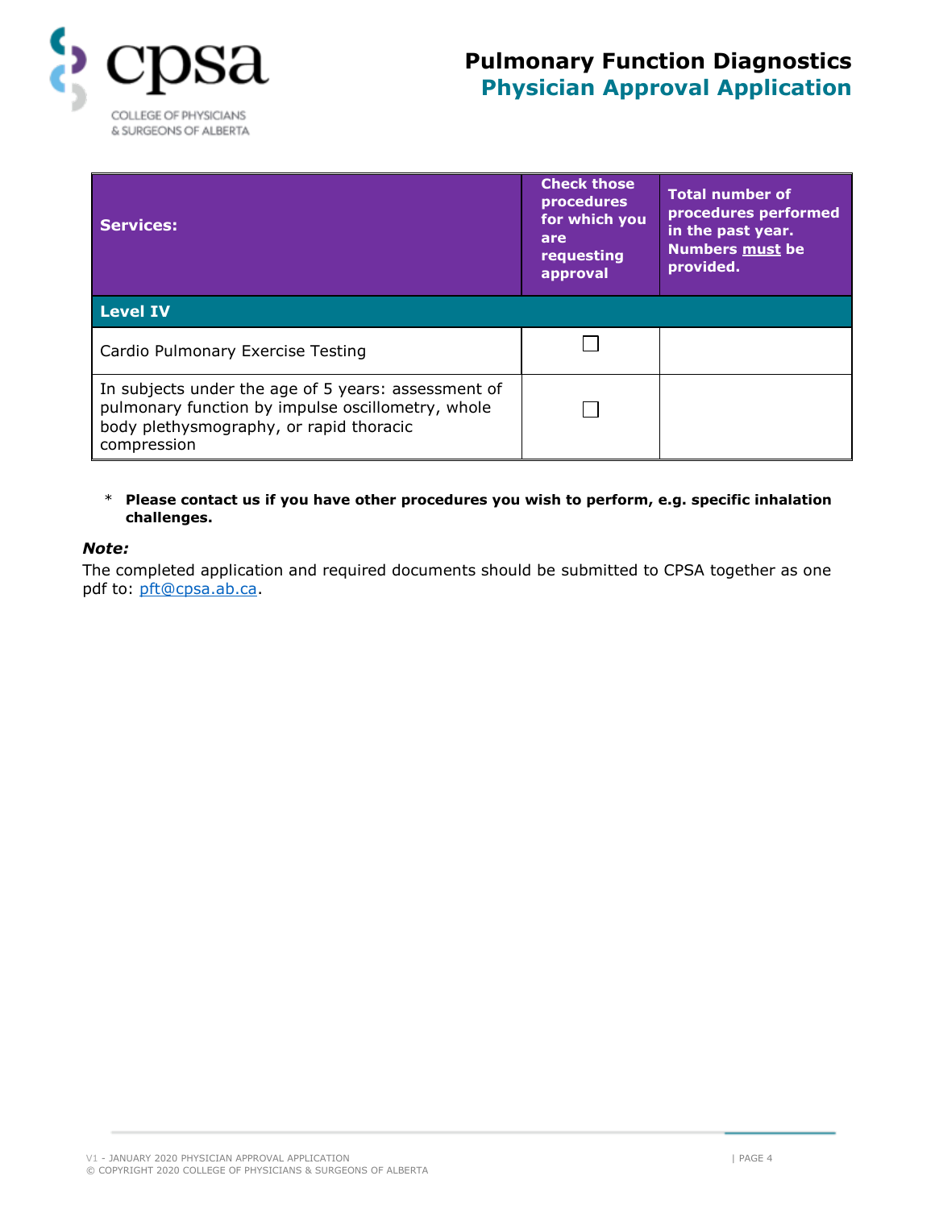| Services: | Check those procedures for which you are requesting approval | Total number of procedures performed in the past year. Numbers **must** be provided. |
|---|---|---|
| **Level IV** | | |
| Cardio Pulmonary Exercise Testing | ☐ | |
| In subjects under the age of 5 years: assessment of pulmonary function by impulse oscillometry, whole body plethysmography, or rapid thoracic compression | ☐ | |

\* **Please contact us if you have other procedures you wish to perform, e.g. specific inhalation challenges.**

***Note:***

The completed application and required documents should be submitted to CPSA together as one pdf to: pft@cpsa.ab.ca.